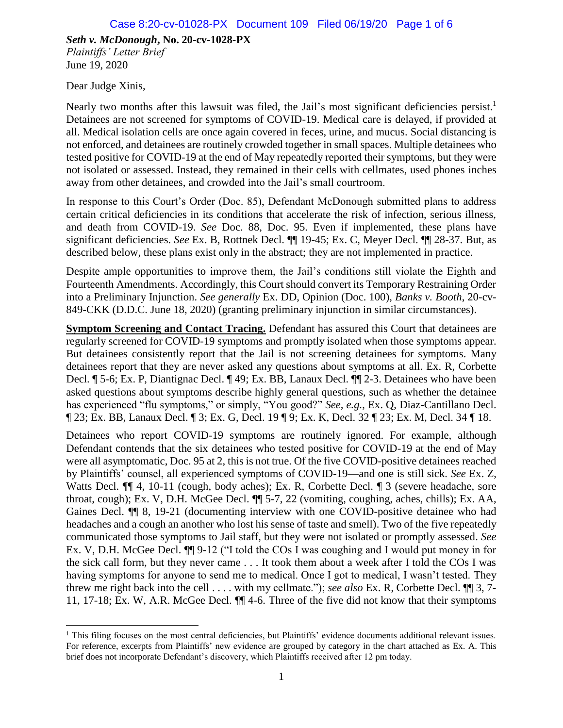***Seth v. McDonough*, No. 20-cv-1028-PX**
*Plaintiffs' Letter Brief*
June 19, 2020

Dear Judge Xinis,

Nearly two months after this lawsuit was filed, the Jail's most significant deficiencies persist.[1] Detainees are not screened for symptoms of COVID-19. Medical care is delayed, if provided at all. Medical isolation cells are once again covered in feces, urine, and mucus. Social distancing is not enforced, and detainees are routinely crowded together in small spaces. Multiple detainees who tested positive for COVID-19 at the end of May repeatedly reported their symptoms, but they were not isolated or assessed. Instead, they remained in their cells with cellmates, used phones inches away from other detainees, and crowded into the Jail's small courtroom.

In response to this Court's Order (Doc. 85), Defendant McDonough submitted plans to address certain critical deficiencies in its conditions that accelerate the risk of infection, serious illness, and death from COVID-19. *See* Doc. 88, Doc. 95. Even if implemented, these plans have significant deficiencies. *See* Ex. B, Rottnek Decl. ¶¶ 19-45; Ex. C, Meyer Decl. ¶¶ 28-37. But, as described below, these plans exist only in the abstract; they are not implemented in practice.

Despite ample opportunities to improve them, the Jail's conditions still violate the Eighth and Fourteenth Amendments. Accordingly, this Court should convert its Temporary Restraining Order into a Preliminary Injunction. *See generally* Ex. DD, Opinion (Doc. 100), *Banks v. Booth*, 20-cv-849-CKK (D.D.C. June 18, 2020) (granting preliminary injunction in similar circumstances).

**Symptom Screening and Contact Tracing.** Defendant has assured this Court that detainees are regularly screened for COVID-19 symptoms and promptly isolated when those symptoms appear. But detainees consistently report that the Jail is not screening detainees for symptoms. Many detainees report that they are never asked any questions about symptoms at all. Ex. R, Corbette Decl. ¶ 5-6; Ex. P, Diantignac Decl. ¶ 49; Ex. BB, Lanaux Decl. ¶¶ 2-3. Detainees who have been asked questions about symptoms describe highly general questions, such as whether the detainee has experienced "flu symptoms," or simply, "You good?" *See, e.g.*, Ex. Q, Diaz-Cantillano Decl. ¶ 23; Ex. BB, Lanaux Decl. ¶ 3; Ex. G, Decl. 19 ¶ 9; Ex. K, Decl. 32 ¶ 23; Ex. M, Decl. 34 ¶ 18.

Detainees who report COVID-19 symptoms are routinely ignored. For example, although Defendant contends that the six detainees who tested positive for COVID-19 at the end of May were all asymptomatic, Doc. 95 at 2, this is not true. Of the five COVID-positive detainees reached by Plaintiffs' counsel, all experienced symptoms of COVID-19—and one is still sick. *See* Ex. Z, Watts Decl. ¶¶ 4, 10-11 (cough, body aches); Ex. R, Corbette Decl. ¶ 3 (severe headache, sore throat, cough); Ex. V, D.H. McGee Decl. ¶¶ 5-7, 22 (vomiting, coughing, aches, chills); Ex. AA, Gaines Decl. ¶¶ 8, 19-21 (documenting interview with one COVID-positive detainee who had headaches and a cough an another who lost his sense of taste and smell). Two of the five repeatedly communicated those symptoms to Jail staff, but they were not isolated or promptly assessed. *See* Ex. V, D.H. McGee Decl. ¶¶ 9-12 ("I told the COs I was coughing and I would put money in for the sick call form, but they never came . . . It took them about a week after I told the COs I was having symptoms for anyone to send me to medical. Once I got to medical, I wasn't tested. They threw me right back into the cell . . . . with my cellmate."); *see also* Ex. R, Corbette Decl. ¶¶ 3, 7-11, 17-18; Ex. W, A.R. McGee Decl. ¶¶ 4-6. Three of the five did not know that their symptoms

[1] This filing focuses on the most central deficiencies, but Plaintiffs' evidence documents additional relevant issues. For reference, excerpts from Plaintiffs' new evidence are grouped by category in the chart attached as Ex. A. This brief does not incorporate Defendant's discovery, which Plaintiffs received after 12 pm today.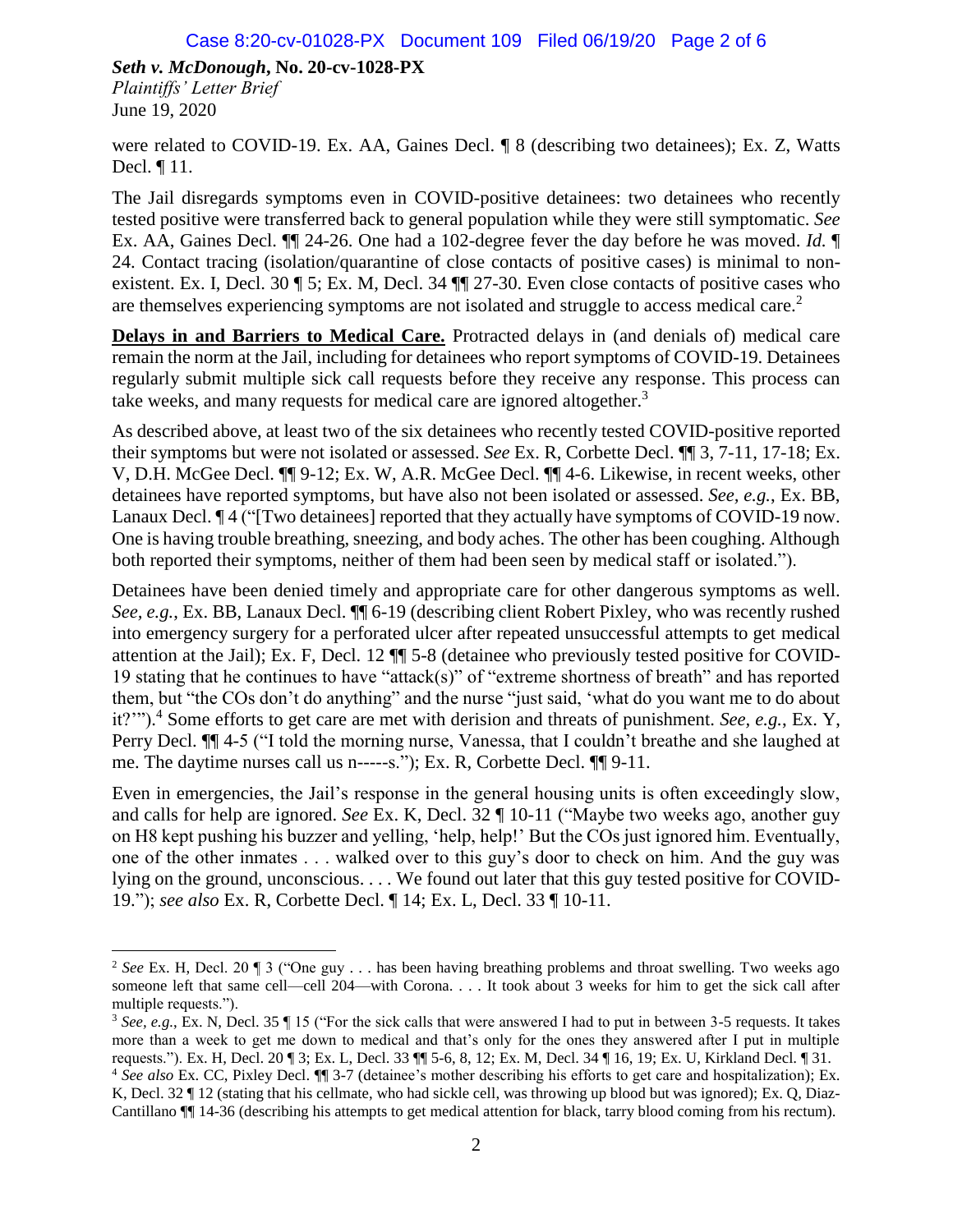were related to COVID-19. Ex. AA, Gaines Decl. ¶ 8 (describing two detainees); Ex. Z, Watts Decl. ¶ 11.

The Jail disregards symptoms even in COVID-positive detainees: two detainees who recently tested positive were transferred back to general population while they were still symptomatic. *See* Ex. AA, Gaines Decl. ¶¶ 24-26. One had a 102-degree fever the day before he was moved. *Id.* ¶ 24. Contact tracing (isolation/quarantine of close contacts of positive cases) is minimal to non-existent. Ex. I, Decl. 30 ¶ 5; Ex. M, Decl. 34 ¶¶ 27-30. Even close contacts of positive cases who are themselves experiencing symptoms are not isolated and struggle to access medical care.[2]

**Delays in and Barriers to Medical Care.** Protracted delays in (and denials of) medical care remain the norm at the Jail, including for detainees who report symptoms of COVID-19. Detainees regularly submit multiple sick call requests before they receive any response. This process can take weeks, and many requests for medical care are ignored altogether.[3]

As described above, at least two of the six detainees who recently tested COVID-positive reported their symptoms but were not isolated or assessed. *See* Ex. R, Corbette Decl. ¶¶ 3, 7-11, 17-18; Ex. V, D.H. McGee Decl. ¶¶ 9-12; Ex. W, A.R. McGee Decl. ¶¶ 4-6. Likewise, in recent weeks, other detainees have reported symptoms, but have also not been isolated or assessed. *See, e.g.*, Ex. BB, Lanaux Decl. ¶ 4 ("[Two detainees] reported that they actually have symptoms of COVID-19 now. One is having trouble breathing, sneezing, and body aches. The other has been coughing. Although both reported their symptoms, neither of them had been seen by medical staff or isolated.").

Detainees have been denied timely and appropriate care for other dangerous symptoms as well. *See, e.g.*, Ex. BB, Lanaux Decl. ¶¶ 6-19 (describing client Robert Pixley, who was recently rushed into emergency surgery for a perforated ulcer after repeated unsuccessful attempts to get medical attention at the Jail); Ex. F, Decl. 12 ¶¶ 5-8 (detainee who previously tested positive for COVID-19 stating that he continues to have "attack(s)" of "extreme shortness of breath" and has reported them, but "the COs don't do anything" and the nurse "just said, 'what do you want me to do about it?'").[4] Some efforts to get care are met with derision and threats of punishment. *See, e.g.*, Ex. Y, Perry Decl. ¶¶ 4-5 ("I told the morning nurse, Vanessa, that I couldn't breathe and she laughed at me. The daytime nurses call us n-----s."); Ex. R, Corbette Decl. ¶¶ 9-11.

Even in emergencies, the Jail's response in the general housing units is often exceedingly slow, and calls for help are ignored. *See* Ex. K, Decl. 32 ¶ 10-11 ("Maybe two weeks ago, another guy on H8 kept pushing his buzzer and yelling, 'help, help!' But the COs just ignored him. Eventually, one of the other inmates . . . walked over to this guy's door to check on him. And the guy was lying on the ground, unconscious. . . . We found out later that this guy tested positive for COVID-19."); *see also* Ex. R, Corbette Decl. ¶ 14; Ex. L, Decl. 33 ¶ 10-11.

---

[2] *See* Ex. H, Decl. 20 ¶ 3 ("One guy . . . has been having breathing problems and throat swelling. Two weeks ago someone left that same cell—cell 204—with Corona. . . . It took about 3 weeks for him to get the sick call after multiple requests.").

[3] *See, e.g.*, Ex. N, Decl. 35 ¶ 15 ("For the sick calls that were answered I had to put in between 3-5 requests. It takes more than a week to get me down to medical and that's only for the ones they answered after I put in multiple requests."). Ex. H, Decl. 20 ¶ 3; Ex. L, Decl. 33 ¶¶ 5-6, 8, 12; Ex. M, Decl. 34 ¶ 16, 19; Ex. U, Kirkland Decl. ¶ 31.

[4] *See also* Ex. CC, Pixley Decl. ¶¶ 3-7 (detainee's mother describing his efforts to get care and hospitalization); Ex. K, Decl. 32 ¶ 12 (stating that his cellmate, who had sickle cell, was throwing up blood but was ignored); Ex. Q, Diaz-Cantillano ¶¶ 14-36 (describing his attempts to get medical attention for black, tarry blood coming from his rectum).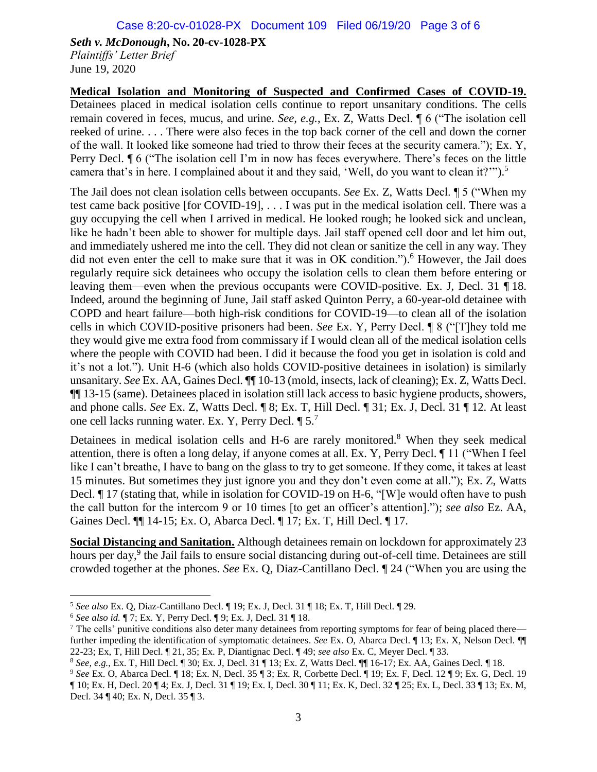**Medical Isolation and Monitoring of Suspected and Confirmed Cases of COVID-19.** Detainees placed in medical isolation cells continue to report unsanitary conditions. The cells remain covered in feces, mucus, and urine. *See, e.g.*, Ex. Z, Watts Decl. ¶ 6 ("The isolation cell reeked of urine. . . . There were also feces in the top back corner of the cell and down the corner of the wall. It looked like someone had tried to throw their feces at the security camera."); Ex. Y, Perry Decl. ¶ 6 ("The isolation cell I'm in now has feces everywhere. There's feces on the little camera that's in here. I complained about it and they said, 'Well, do you want to clean it?'").[5]

The Jail does not clean isolation cells between occupants. *See* Ex. Z, Watts Decl. ¶ 5 ("When my test came back positive [for COVID-19], . . . I was put in the medical isolation cell. There was a guy occupying the cell when I arrived in medical. He looked rough; he looked sick and unclean, like he hadn't been able to shower for multiple days. Jail staff opened cell door and let him out, and immediately ushered me into the cell. They did not clean or sanitize the cell in any way. They did not even enter the cell to make sure that it was in OK condition.").[6] However, the Jail does regularly require sick detainees who occupy the isolation cells to clean them before entering or leaving them—even when the previous occupants were COVID-positive. Ex. J, Decl. 31 ¶ 18. Indeed, around the beginning of June, Jail staff asked Quinton Perry, a 60-year-old detainee with COPD and heart failure—both high-risk conditions for COVID-19—to clean all of the isolation cells in which COVID-positive prisoners had been. *See* Ex. Y, Perry Decl. ¶ 8 ("[T]hey told me they would give me extra food from commissary if I would clean all of the medical isolation cells where the people with COVID had been. I did it because the food you get in isolation is cold and it's not a lot."). Unit H-6 (which also holds COVID-positive detainees in isolation) is similarly unsanitary. *See* Ex. AA, Gaines Decl. ¶¶ 10-13 (mold, insects, lack of cleaning); Ex. Z, Watts Decl. ¶¶ 13-15 (same). Detainees placed in isolation still lack access to basic hygiene products, showers, and phone calls. *See* Ex. Z, Watts Decl. ¶ 8; Ex. T, Hill Decl. ¶ 31; Ex. J, Decl. 31 ¶ 12. At least one cell lacks running water. Ex. Y, Perry Decl. ¶ 5.[7]

Detainees in medical isolation cells and H-6 are rarely monitored.[8] When they seek medical attention, there is often a long delay, if anyone comes at all. Ex. Y, Perry Decl. ¶ 11 ("When I feel like I can't breathe, I have to bang on the glass to try to get someone. If they come, it takes at least 15 minutes. But sometimes they just ignore you and they don't even come at all."); Ex. Z, Watts Decl. ¶ 17 (stating that, while in isolation for COVID-19 on H-6, "[W]e would often have to push the call button for the intercom 9 or 10 times [to get an officer's attention]."); *see also* Ez. AA, Gaines Decl. ¶¶ 14-15; Ex. O, Abarca Decl. ¶ 17; Ex. T, Hill Decl. ¶ 17.

**Social Distancing and Sanitation.** Although detainees remain on lockdown for approximately 23 hours per day,[9] the Jail fails to ensure social distancing during out-of-cell time. Detainees are still crowded together at the phones. *See* Ex. Q, Diaz-Cantillano Decl. ¶ 24 ("When you are using the

---

[5] *See also* Ex. Q, Diaz-Cantillano Decl. ¶ 19; Ex. J, Decl. 31 ¶ 18; Ex. T, Hill Decl. ¶ 29.

[6] *See also id.* ¶ 7; Ex. Y, Perry Decl. ¶ 9; *see also* Ex. J, Decl. 31 ¶ 18.

[7] The cells' punitive conditions also deter many detainees from reporting symptoms for fear of being placed there—further impeding the identification of symptomatic detainees. *See* Ex. O, Abarca Decl. ¶ 13; Ex. X, Nelson Decl. ¶¶ 22-23; Ex, T, Hill Decl. ¶ 21, 35; Ex. P, Diantignac Decl. ¶ 49; *see also* Ex. C, Meyer Decl. ¶ 33.

[8] *See, e.g.*, Ex. T, Hill Decl. ¶ 30; Ex. J, Decl. 31 ¶ 13; Ex. Z, Watts Decl. ¶¶ 16-17; Ex. AA, Gaines Decl. ¶ 18.

[9] *See* Ex. O, Abarca Decl. ¶ 18; Ex. N, Decl. 35 ¶ 3; Ex. R, Corbette Decl. ¶ 19; Ex. F, Decl. 12 ¶ 9; Ex. G, Decl. 19 ¶ 10; Ex. H, Decl. 20 ¶ 4; Ex. J, Decl. 31 ¶ 19; Ex. I, Decl. 30 ¶ 11; Ex. K, Decl. 32 ¶ 25; Ex. L, Decl. 33 ¶ 13; Ex. M, Decl. 34 ¶ 40; Ex. N, Decl. 35 ¶ 3.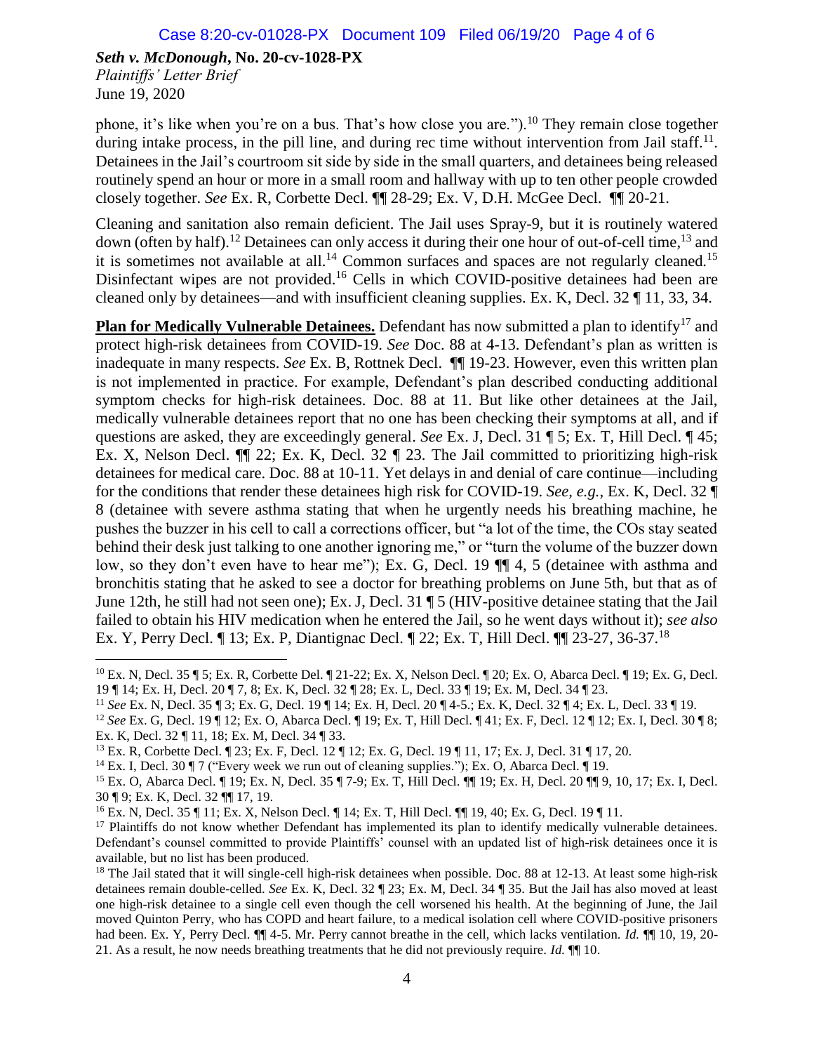phone, it's like when you're on a bus. That's how close you are.").[10] They remain close together during intake process, in the pill line, and during rec time without intervention from Jail staff.[11]. Detainees in the Jail's courtroom sit side by side in the small quarters, and detainees being released routinely spend an hour or more in a small room and hallway with up to ten other people crowded closely together. *See* Ex. R, Corbette Decl. ¶¶ 28-29; Ex. V, D.H. McGee Decl. ¶¶ 20-21.

Cleaning and sanitation also remain deficient. The Jail uses Spray-9, but it is routinely watered down (often by half).[12] Detainees can only access it during their one hour of out-of-cell time,[13] and it is sometimes not available at all.[14] Common surfaces and spaces are not regularly cleaned.[15] Disinfectant wipes are not provided.[16] Cells in which COVID-positive detainees had been are cleaned only by detainees—and with insufficient cleaning supplies. Ex. K, Decl. 32 ¶ 11, 33, 34.

**Plan for Medically Vulnerable Detainees.** Defendant has now submitted a plan to identify[17] and protect high-risk detainees from COVID-19. *See* Doc. 88 at 4-13. Defendant's plan as written is inadequate in many respects. *See* Ex. B, Rottnek Decl. ¶¶ 19-23. However, even this written plan is not implemented in practice. For example, Defendant's plan described conducting additional symptom checks for high-risk detainees. Doc. 88 at 11. But like other detainees at the Jail, medically vulnerable detainees report that no one has been checking their symptoms at all, and if questions are asked, they are exceedingly general. *See* Ex. J, Decl. 31 ¶ 5; Ex. T, Hill Decl. ¶ 45; Ex. X, Nelson Decl. ¶¶ 22; Ex. K, Decl. 32 ¶ 23. The Jail committed to prioritizing high-risk detainees for medical care. Doc. 88 at 10-11. Yet delays in and denial of care continue—including for the conditions that render these detainees high risk for COVID-19. *See, e.g.*, Ex. K, Decl. 32 ¶ 8 (detainee with severe asthma stating that when he urgently needs his breathing machine, he pushes the buzzer in his cell to call a corrections officer, but "a lot of the time, the COs stay seated behind their desk just talking to one another ignoring me," or "turn the volume of the buzzer down low, so they don't even have to hear me"); Ex. G, Decl. 19 ¶¶ 4, 5 (detainee with asthma and bronchitis stating that he asked to see a doctor for breathing problems on June 5th, but that as of June 12th, he still had not seen one); Ex. J, Decl. 31 ¶ 5 (HIV-positive detainee stating that the Jail failed to obtain his HIV medication when he entered the Jail, so he went days without it); *see also* Ex. Y, Perry Decl. ¶ 13; Ex. P, Diantignac Decl. ¶ 22; Ex. T, Hill Decl. ¶¶ 23-27, 36-37.[18]

---

[10] Ex. N, Decl. 35 ¶ 5; Ex. R, Corbette Del. ¶ 21-22; Ex. X, Nelson Decl. ¶ 20; Ex. O, Abarca Decl. ¶ 19; Ex. G, Decl. 19 ¶ 14; Ex. H, Decl. 20 ¶ 7, 8; Ex. K, Decl. 32 ¶ 28; Ex. L, Decl. 33 ¶ 19; Ex. M, Decl. 34 ¶ 23.

[11] *See* Ex. N, Decl. 35 ¶ 3; Ex. G, Decl. 19 ¶ 14; Ex. H, Decl. 20 ¶ 4-5.; Ex. K, Decl. 32 ¶ 4; Ex. L, Decl. 33 ¶ 19.

[12] *See* Ex. G, Decl. 19 ¶ 12; Ex. O, Abarca Decl. ¶ 19; Ex. T, Hill Decl. ¶ 41; Ex. F, Decl. 12 ¶ 12; Ex. I, Decl. 30 ¶ 8; Ex. K, Decl. 32 ¶ 11, 18; Ex. M, Decl. 34 ¶ 33.

[13] Ex. R, Corbette Decl. ¶ 23; Ex. F, Decl. 12 ¶ 12; Ex. G, Decl. 19 ¶ 11, 17; Ex. J, Decl. 31 ¶ 17, 20.

[14] Ex. I, Decl. 30 ¶ 7 ("Every week we run out of cleaning supplies."); Ex. O, Abarca Decl. ¶ 19.

[15] Ex. O, Abarca Decl. ¶ 19; Ex. N, Decl. 35 ¶ 7-9; Ex. T, Hill Decl. ¶¶ 19; Ex. H, Decl. 20 ¶¶ 9, 10, 17; Ex. I, Decl. 30 ¶ 9; Ex. K, Decl. 32 ¶¶ 17, 19.

[16] Ex. N, Decl. 35 ¶ 11; Ex. X, Nelson Decl. ¶ 14; Ex. T, Hill Decl. ¶¶ 19, 40; Ex. G, Decl. 19 ¶ 11.

[17] Plaintiffs do not know whether Defendant has implemented its plan to identify medically vulnerable detainees. Defendant's counsel committed to provide Plaintiffs' counsel with an updated list of high-risk detainees once it is available, but no list has been produced.

[18] The Jail stated that it will single-cell high-risk detainees when possible. Doc. 88 at 12-13. At least some high-risk detainees remain double-celled. *See* Ex. K, Decl. 32 ¶ 23; Ex. M, Decl. 34 ¶ 35. But the Jail has also moved at least one high-risk detainee to a single cell even though the cell worsened his health. At the beginning of June, the Jail moved Quinton Perry, who has COPD and heart failure, to a medical isolation cell where COVID-positive prisoners had been. Ex. Y, Perry Decl. ¶¶ 4-5. Mr. Perry cannot breathe in the cell, which lacks ventilation. *Id.* ¶¶ 10, 19, 20-21. As a result, he now needs breathing treatments that he did not previously require. *Id.* ¶¶ 10.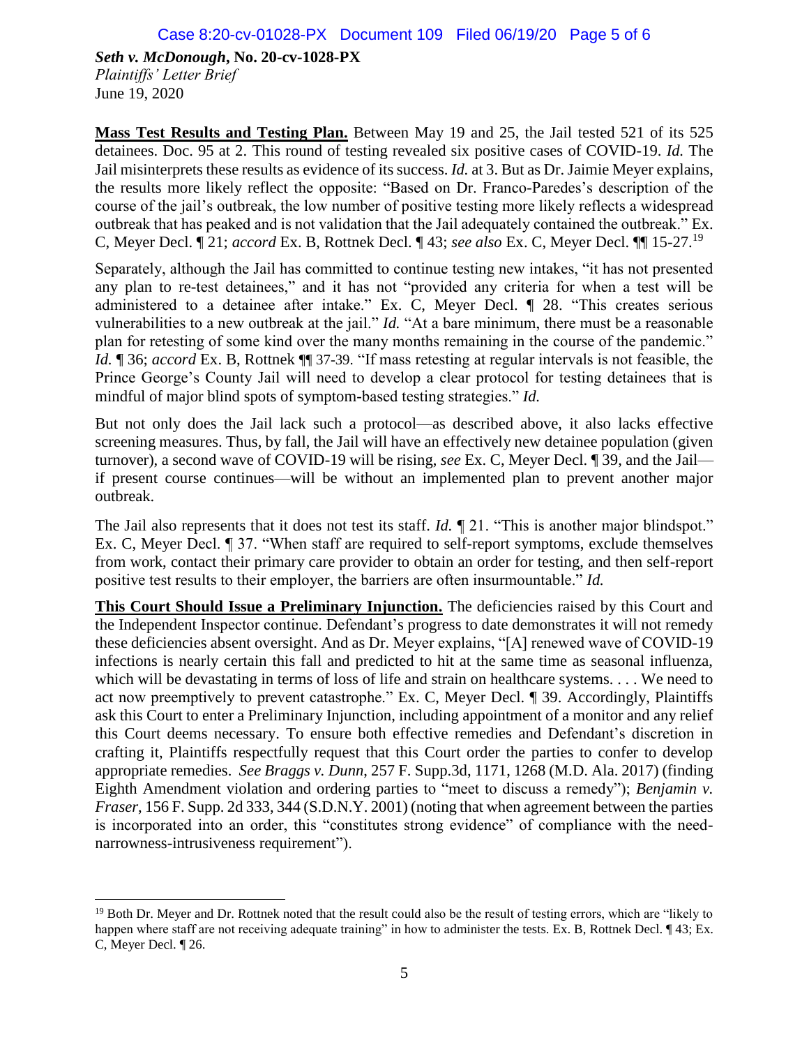***Seth v. McDonough*, No. 20-cv-1028-PX**
*Plaintiffs' Letter Brief*
June 19, 2020

**Mass Test Results and Testing Plan.** Between May 19 and 25, the Jail tested 521 of its 525 detainees. Doc. 95 at 2. This round of testing revealed six positive cases of COVID-19. *Id.* The Jail misinterprets these results as evidence of its success. *Id.* at 3. But as Dr. Jaimie Meyer explains, the results more likely reflect the opposite: "Based on Dr. Franco-Paredes's description of the course of the jail's outbreak, the low number of positive testing more likely reflects a widespread outbreak that has peaked and is not validation that the Jail adequately contained the outbreak." Ex. C, Meyer Decl. ¶ 21; *accord* Ex. B, Rottnek Decl. ¶ 43; *see also* Ex. C, Meyer Decl. ¶¶ 15-27.[19]

Separately, although the Jail has committed to continue testing new intakes, "it has not presented any plan to re-test detainees," and it has not "provided any criteria for when a test will be administered to a detainee after intake." Ex. C, Meyer Decl. ¶ 28. "This creates serious vulnerabilities to a new outbreak at the jail." *Id.* "At a bare minimum, there must be a reasonable plan for retesting of some kind over the many months remaining in the course of the pandemic." *Id.* ¶ 36; *accord* Ex. B, Rottnek ¶¶ 37-39. "If mass retesting at regular intervals is not feasible, the Prince George's County Jail will need to develop a clear protocol for testing detainees that is mindful of major blind spots of symptom-based testing strategies." *Id.*

But not only does the Jail lack such a protocol—as described above, it also lacks effective screening measures. Thus, by fall, the Jail will have an effectively new detainee population (given turnover), a second wave of COVID-19 will be rising, *see* Ex. C, Meyer Decl. ¶ 39, and the Jail—if present course continues—will be without an implemented plan to prevent another major outbreak.

The Jail also represents that it does not test its staff. *Id.* ¶ 21. "This is another major blindspot." Ex. C, Meyer Decl. ¶ 37. "When staff are required to self-report symptoms, exclude themselves from work, contact their primary care provider to obtain an order for testing, and then self-report positive test results to their employer, the barriers are often insurmountable." *Id.*

**This Court Should Issue a Preliminary Injunction.** The deficiencies raised by this Court and the Independent Inspector continue. Defendant's progress to date demonstrates it will not remedy these deficiencies absent oversight. And as Dr. Meyer explains, "[A] renewed wave of COVID-19 infections is nearly certain this fall and predicted to hit at the same time as seasonal influenza, which will be devastating in terms of loss of life and strain on healthcare systems. . . . We need to act now preemptively to prevent catastrophe." Ex. C, Meyer Decl. ¶ 39. Accordingly, Plaintiffs ask this Court to enter a Preliminary Injunction, including appointment of a monitor and any relief this Court deems necessary. To ensure both effective remedies and Defendant's discretion in crafting it, Plaintiffs respectfully request that this Court order the parties to confer to develop appropriate remedies. *See Braggs v. Dunn*, 257 F. Supp.3d, 1171, 1268 (M.D. Ala. 2017) (finding Eighth Amendment violation and ordering parties to "meet to discuss a remedy"); *Benjamin v. Fraser*, 156 F. Supp. 2d 333, 344 (S.D.N.Y. 2001) (noting that when agreement between the parties is incorporated into an order, this "constitutes strong evidence" of compliance with the need-narrowness-intrusiveness requirement").

---

[19] Both Dr. Meyer and Dr. Rottnek noted that the result could also be the result of testing errors, which are "likely to happen where staff are not receiving adequate training" in how to administer the tests. Ex. B, Rottnek Decl. ¶ 43; Ex. C, Meyer Decl. ¶ 26.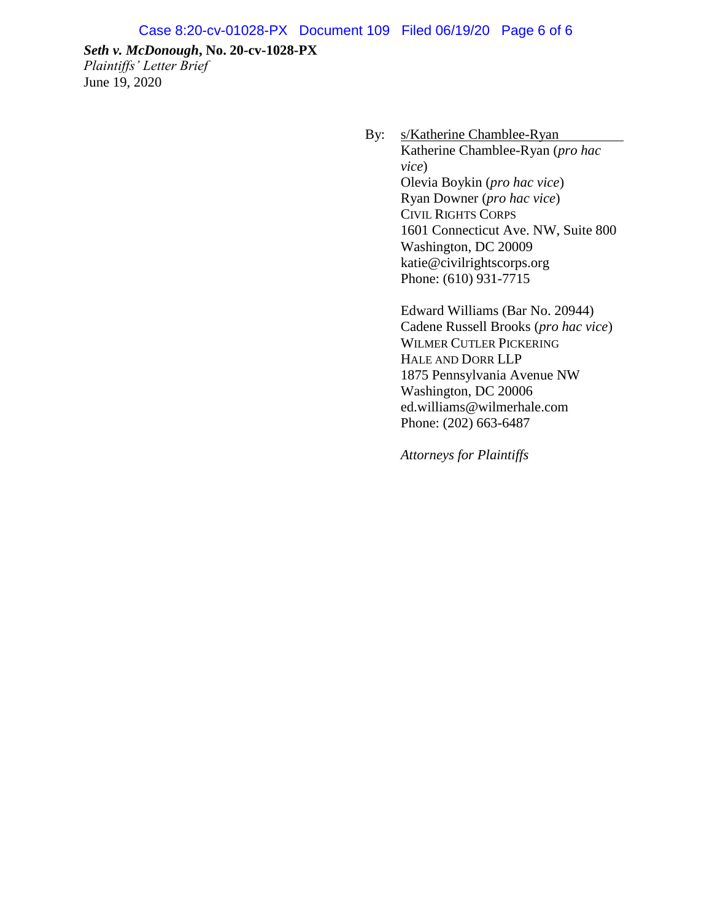***Seth v. McDonough*, No. 20-cv-1028-PX**
*Plaintiffs' Letter Brief*
June 19, 2020

By: s/Katherine Chamblee-Ryan
Katherine Chamblee-Ryan (*pro hac vice*)
Olevia Boykin (*pro hac vice*)
Ryan Downer (*pro hac vice*)
CIVIL RIGHTS CORPS
1601 Connecticut Ave. NW, Suite 800
Washington, DC 20009
katie@civilrightscorps.org
Phone: (610) 931-7715

Edward Williams (Bar No. 20944)
Cadene Russell Brooks (*pro hac vice*)
WILMER CUTLER PICKERING
HALE AND DORR LLP
1875 Pennsylvania Avenue NW
Washington, DC 20006
ed.williams@wilmerhale.com
Phone: (202) 663-6487

*Attorneys for Plaintiffs*